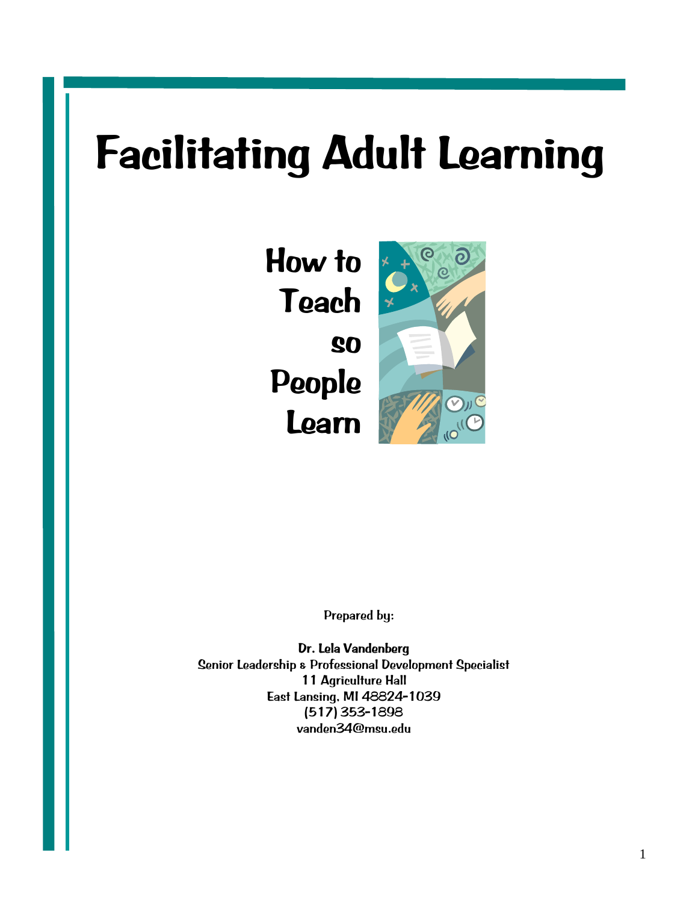# Facilitating Adult Learning

## How to Teach so People Learn

Prepared by:

**Dr. Lela Vandenberg**
Senior Leadership & Professional Development Specialist
11 Agriculture Hall
East Lansing, MI 48824-1039
(517) 353-1898
vanden34@msu.edu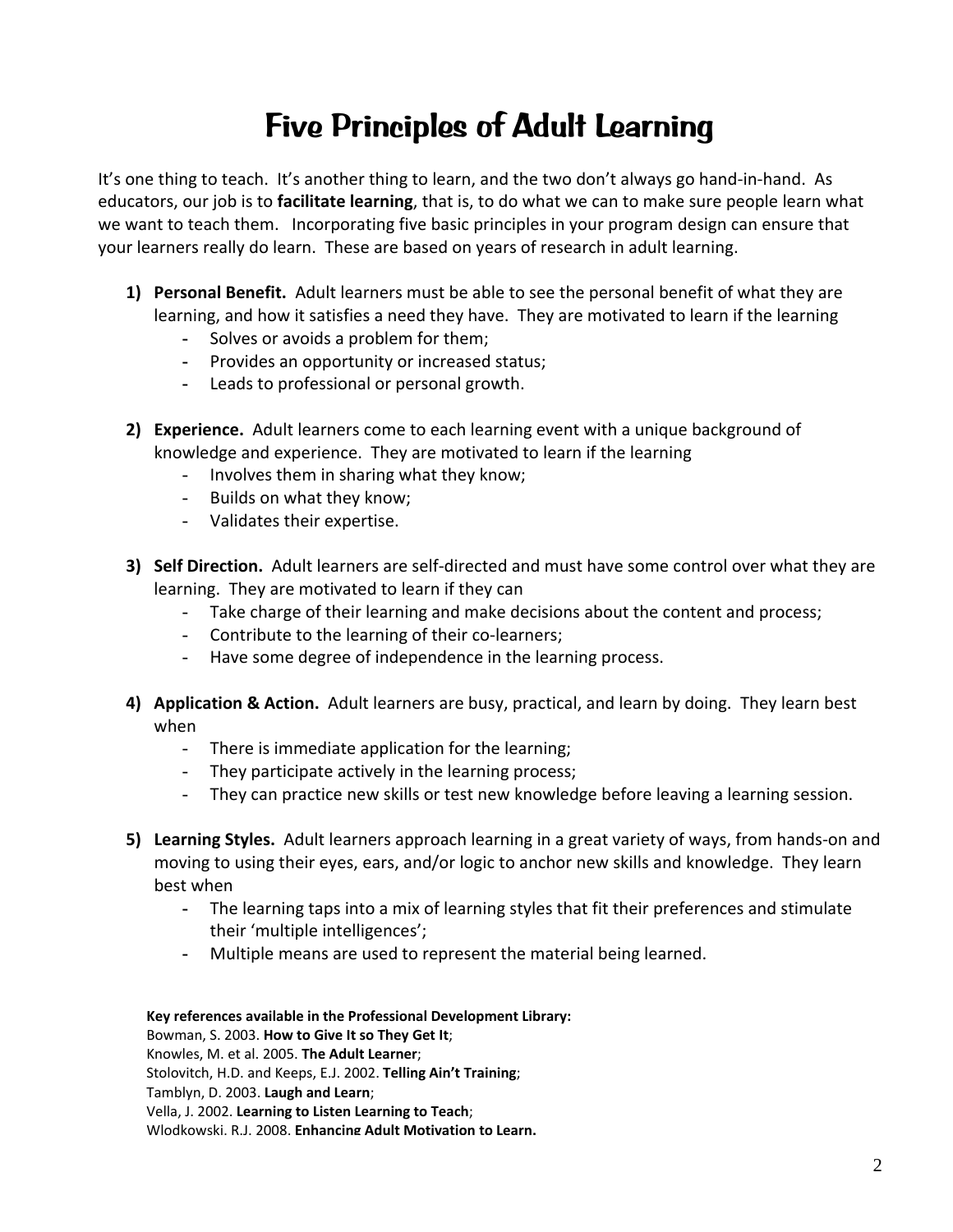# Five Principles of Adult Learning

It's one thing to teach. It's another thing to learn, and the two don't always go hand-in-hand. As educators, our job is to **facilitate learning**, that is, to do what we can to make sure people learn what we want to teach them. Incorporating five basic principles in your program design can ensure that your learners really do learn. These are based on years of research in adult learning.

1) **Personal Benefit.** Adult learners must be able to see the personal benefit of what they are learning, and how it satisfies a need they have. They are motivated to learn if the learning
   - Solves or avoids a problem for them;
   - Provides an opportunity or increased status;
   - Leads to professional or personal growth.

2) **Experience.** Adult learners come to each learning event with a unique background of knowledge and experience. They are motivated to learn if the learning
   - Involves them in sharing what they know;
   - Builds on what they know;
   - Validates their expertise.

3) **Self Direction.** Adult learners are self-directed and must have some control over what they are learning. They are motivated to learn if they can
   - Take charge of their learning and make decisions about the content and process;
   - Contribute to the learning of their co-learners;
   - Have some degree of independence in the learning process.

4) **Application & Action.** Adult learners are busy, practical, and learn by doing. They learn best when
   - There is immediate application for the learning;
   - They participate actively in the learning process;
   - They can practice new skills or test new knowledge before leaving a learning session.

5) **Learning Styles.** Adult learners approach learning in a great variety of ways, from hands-on and moving to using their eyes, ears, and/or logic to anchor new skills and knowledge. They learn best when
   - The learning taps into a mix of learning styles that fit their preferences and stimulate their 'multiple intelligences';
   - Multiple means are used to represent the material being learned.

**Key references available in the Professional Development Library:**

Bowman, S. 2003. **How to Give It so They Get It**;
Knowles, M. et al. 2005. **The Adult Learner**;
Stolovitch, H.D. and Keeps, E.J. 2002. **Telling Ain't Training**;
Tamblyn, D. 2003. **Laugh and Learn**;
Vella, J. 2002. **Learning to Listen Learning to Teach**;
Wlodkowski, R.J. 2008. **Enhancing Adult Motivation to Learn.**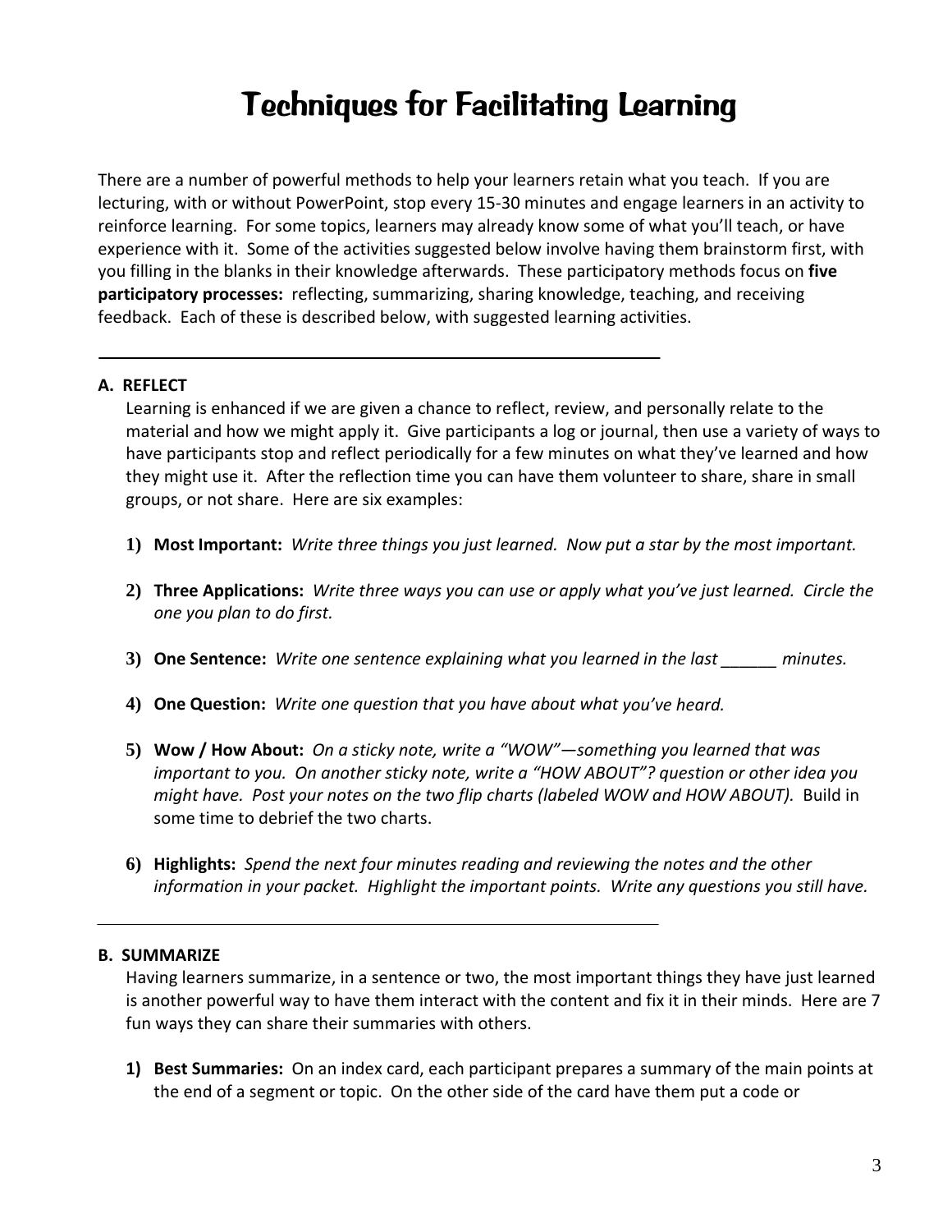# Techniques for Facilitating Learning

There are a number of powerful methods to help your learners retain what you teach. If you are lecturing, with or without PowerPoint, stop every 15-30 minutes and engage learners in an activity to reinforce learning. For some topics, learners may already know some of what you'll teach, or have experience with it. Some of the activities suggested below involve having them brainstorm first, with you filling in the blanks in their knowledge afterwards. These participatory methods focus on **five participatory processes:** reflecting, summarizing, sharing knowledge, teaching, and receiving feedback. Each of these is described below, with suggested learning activities.

---

### A. REFLECT

Learning is enhanced if we are given a chance to reflect, review, and personally relate to the material and how we might apply it. Give participants a log or journal, then use a variety of ways to have participants stop and reflect periodically for a few minutes on what they've learned and how they might use it. After the reflection time you can have them volunteer to share, share in small groups, or not share. Here are six examples:

1) **Most Important:** *Write three things you just learned. Now put a star by the most important.*

2) **Three Applications:** *Write three ways you can use or apply what you've just learned. Circle the one you plan to do first.*

3) **One Sentence:** *Write one sentence explaining what you learned in the last ______ minutes.*

4) **One Question:** *Write one question that you have about what you've heard.*

5) **Wow / How About:** *On a sticky note, write a "WOW"—something you learned that was important to you. On another sticky note, write a "HOW ABOUT"? question or other idea you might have. Post your notes on the two flip charts (labeled WOW and HOW ABOUT).* Build in some time to debrief the two charts.

6) **Highlights:** *Spend the next four minutes reading and reviewing the notes and the other information in your packet. Highlight the important points. Write any questions you still have.*

---

### B. SUMMARIZE

Having learners summarize, in a sentence or two, the most important things they have just learned is another powerful way to have them interact with the content and fix it in their minds. Here are 7 fun ways they can share their summaries with others.

1) **Best Summaries:** On an index card, each participant prepares a summary of the main points at the end of a segment or topic. On the other side of the card have them put a code or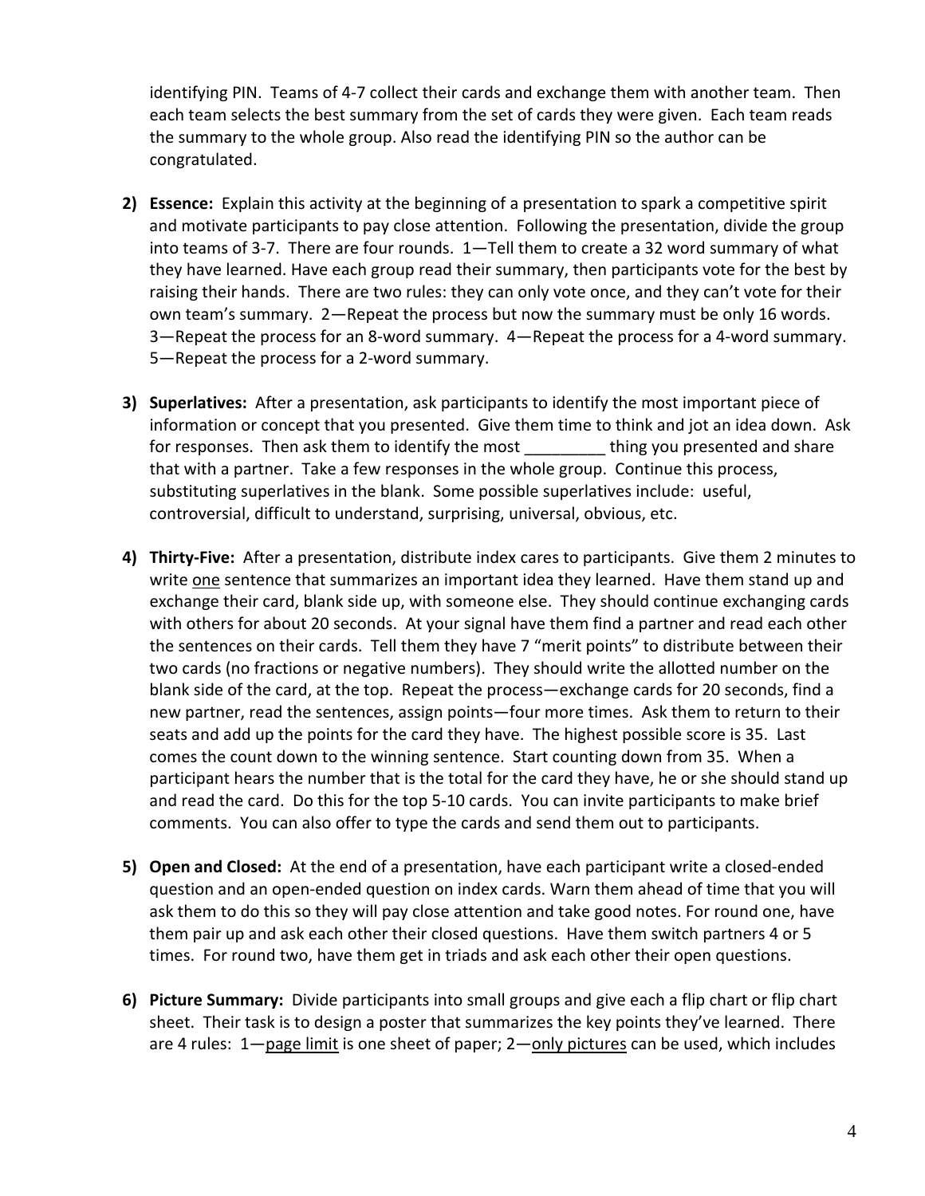identifying PIN. Teams of 4-7 collect their cards and exchange them with another team. Then each team selects the best summary from the set of cards they were given. Each team reads the summary to the whole group. Also read the identifying PIN so the author can be congratulated.

2) **Essence:** Explain this activity at the beginning of a presentation to spark a competitive spirit and motivate participants to pay close attention. Following the presentation, divide the group into teams of 3-7. There are four rounds. 1—Tell them to create a 32 word summary of what they have learned. Have each group read their summary, then participants vote for the best by raising their hands. There are two rules: they can only vote once, and they can't vote for their own team's summary. 2—Repeat the process but now the summary must be only 16 words. 3—Repeat the process for an 8-word summary. 4—Repeat the process for a 4-word summary. 5—Repeat the process for a 2-word summary.

3) **Superlatives:** After a presentation, ask participants to identify the most important piece of information or concept that you presented. Give them time to think and jot an idea down. Ask for responses. Then ask them to identify the most _________ thing you presented and share that with a partner. Take a few responses in the whole group. Continue this process, substituting superlatives in the blank. Some possible superlatives include: useful, controversial, difficult to understand, surprising, universal, obvious, etc.

4) **Thirty-Five:** After a presentation, distribute index cares to participants. Give them 2 minutes to write <u>one</u> sentence that summarizes an important idea they learned. Have them stand up and exchange their card, blank side up, with someone else. They should continue exchanging cards with others for about 20 seconds. At your signal have them find a partner and read each other the sentences on their cards. Tell them they have 7 "merit points" to distribute between their two cards (no fractions or negative numbers). They should write the allotted number on the blank side of the card, at the top. Repeat the process—exchange cards for 20 seconds, find a new partner, read the sentences, assign points—four more times. Ask them to return to their seats and add up the points for the card they have. The highest possible score is 35. Last comes the count down to the winning sentence. Start counting down from 35. When a participant hears the number that is the total for the card they have, he or she should stand up and read the card. Do this for the top 5-10 cards. You can invite participants to make brief comments. You can also offer to type the cards and send them out to participants.

5) **Open and Closed:** At the end of a presentation, have each participant write a closed-ended question and an open-ended question on index cards. Warn them ahead of time that you will ask them to do this so they will pay close attention and take good notes. For round one, have them pair up and ask each other their closed questions. Have them switch partners 4 or 5 times. For round two, have them get in triads and ask each other their open questions.

6) **Picture Summary:** Divide participants into small groups and give each a flip chart or flip chart sheet. Their task is to design a poster that summarizes the key points they've learned. There are 4 rules: 1—<u>page limit</u> is one sheet of paper; 2—<u>only pictures</u> can be used, which includes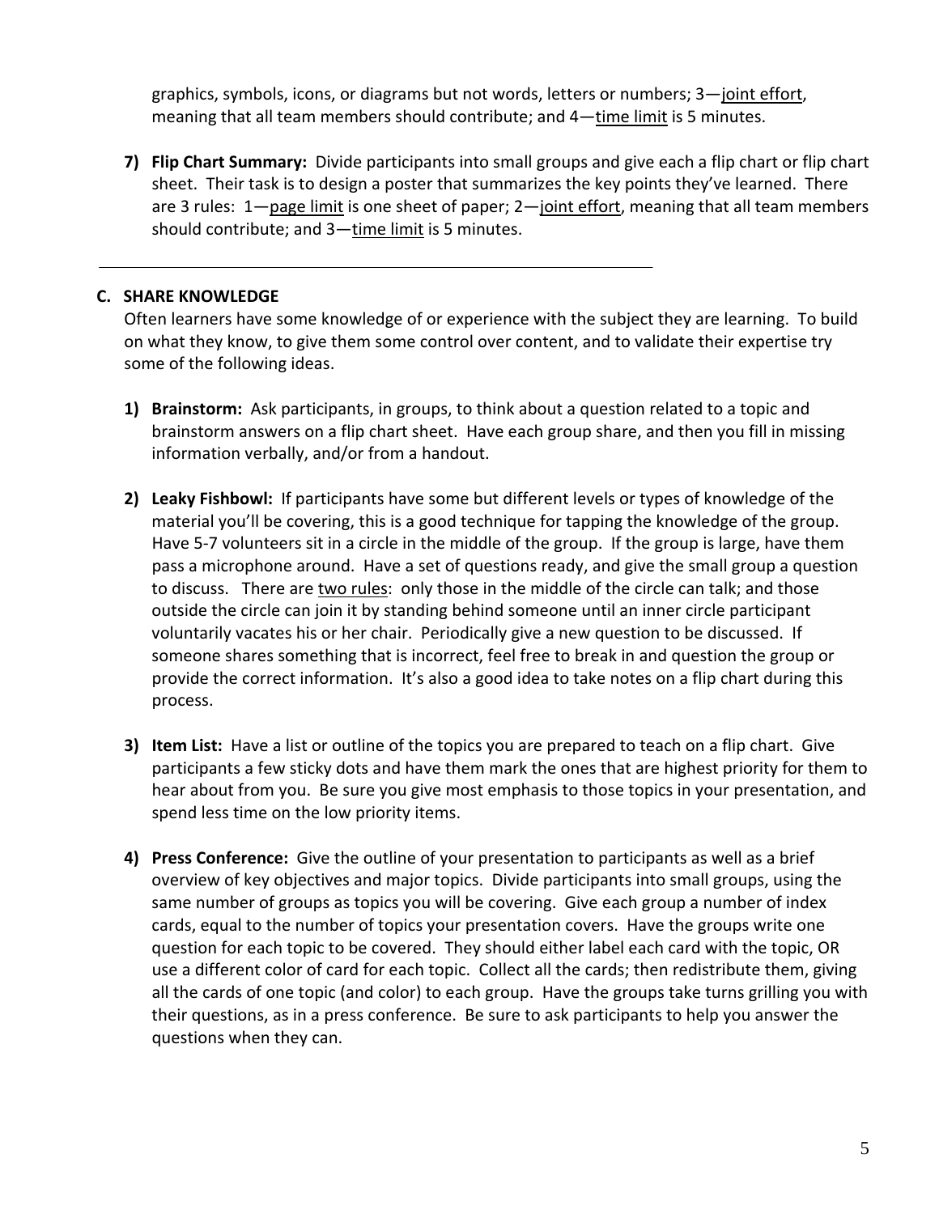graphics, symbols, icons, or diagrams but not words, letters or numbers; 3—joint effort, meaning that all team members should contribute; and 4—time limit is 5 minutes.

7) **Flip Chart Summary:** Divide participants into small groups and give each a flip chart or flip chart sheet. Their task is to design a poster that summarizes the key points they've learned. There are 3 rules: 1—page limit is one sheet of paper; 2—joint effort, meaning that all team members should contribute; and 3—time limit is 5 minutes.

---

## C. SHARE KNOWLEDGE

Often learners have some knowledge of or experience with the subject they are learning. To build on what they know, to give them some control over content, and to validate their expertise try some of the following ideas.

1) **Brainstorm:** Ask participants, in groups, to think about a question related to a topic and brainstorm answers on a flip chart sheet. Have each group share, and then you fill in missing information verbally, and/or from a handout.

2) **Leaky Fishbowl:** If participants have some but different levels or types of knowledge of the material you'll be covering, this is a good technique for tapping the knowledge of the group. Have 5-7 volunteers sit in a circle in the middle of the group. If the group is large, have them pass a microphone around. Have a set of questions ready, and give the small group a question to discuss. There are two rules: only those in the middle of the circle can talk; and those outside the circle can join it by standing behind someone until an inner circle participant voluntarily vacates his or her chair. Periodically give a new question to be discussed. If someone shares something that is incorrect, feel free to break in and question the group or provide the correct information. It's also a good idea to take notes on a flip chart during this process.

3) **Item List:** Have a list or outline of the topics you are prepared to teach on a flip chart. Give participants a few sticky dots and have them mark the ones that are highest priority for them to hear about from you. Be sure you give most emphasis to those topics in your presentation, and spend less time on the low priority items.

4) **Press Conference:** Give the outline of your presentation to participants as well as a brief overview of key objectives and major topics. Divide participants into small groups, using the same number of groups as topics you will be covering. Give each group a number of index cards, equal to the number of topics your presentation covers. Have the groups write one question for each topic to be covered. They should either label each card with the topic, OR use a different color of card for each topic. Collect all the cards; then redistribute them, giving all the cards of one topic (and color) to each group. Have the groups take turns grilling you with their questions, as in a press conference. Be sure to ask participants to help you answer the questions when they can.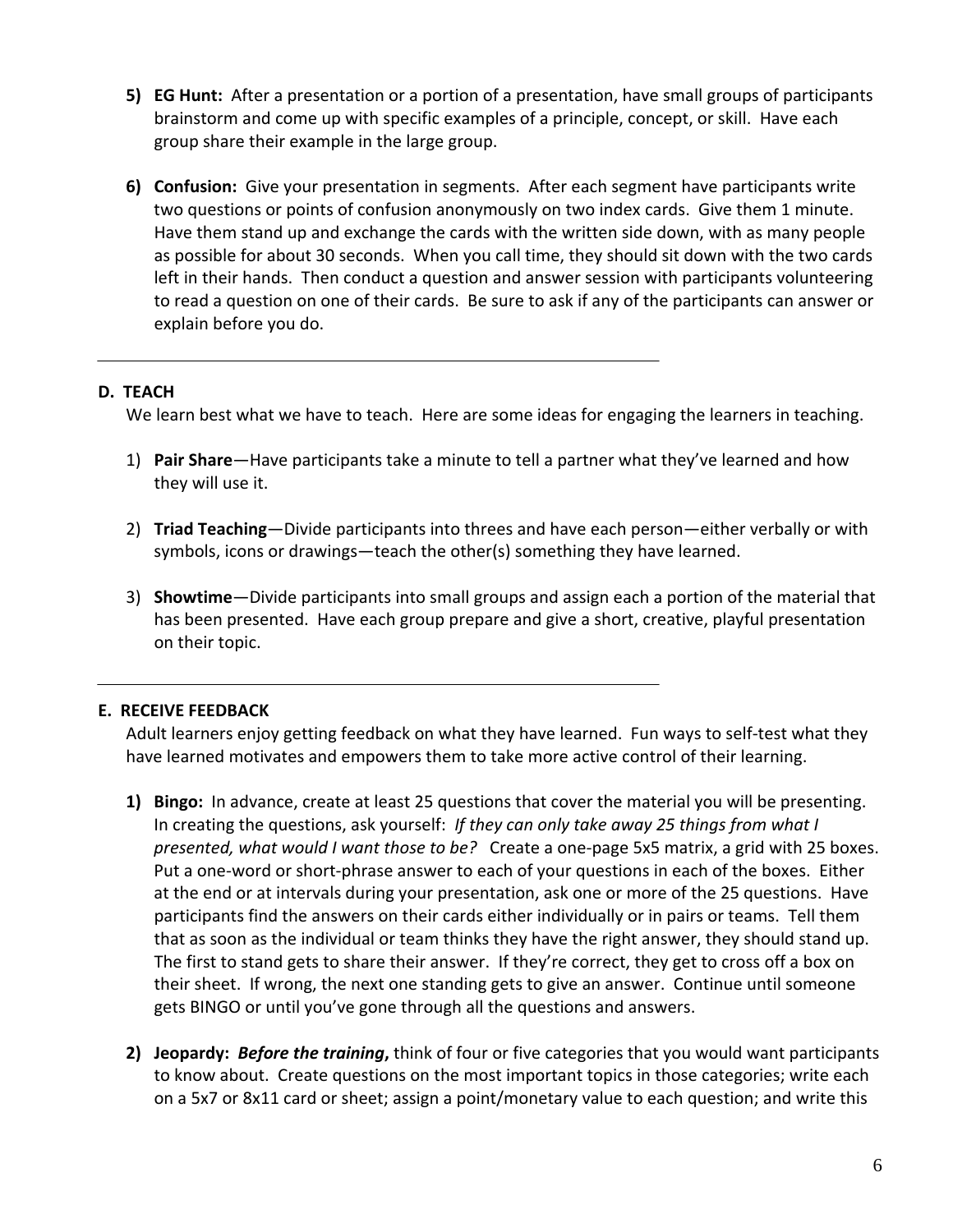5) **EG Hunt:** After a presentation or a portion of a presentation, have small groups of participants brainstorm and come up with specific examples of a principle, concept, or skill. Have each group share their example in the large group.

6) **Confusion:** Give your presentation in segments. After each segment have participants write two questions or points of confusion anonymously on two index cards. Give them 1 minute. Have them stand up and exchange the cards with the written side down, with as many people as possible for about 30 seconds. When you call time, they should sit down with the two cards left in their hands. Then conduct a question and answer session with participants volunteering to read a question on one of their cards. Be sure to ask if any of the participants can answer or explain before you do.

---

## D. TEACH

We learn best what we have to teach. Here are some ideas for engaging the learners in teaching.

1) **Pair Share**—Have participants take a minute to tell a partner what they've learned and how they will use it.

2) **Triad Teaching**—Divide participants into threes and have each person—either verbally or with symbols, icons or drawings—teach the other(s) something they have learned.

3) **Showtime**—Divide participants into small groups and assign each a portion of the material that has been presented. Have each group prepare and give a short, creative, playful presentation on their topic.

---

## E. RECEIVE FEEDBACK

Adult learners enjoy getting feedback on what they have learned. Fun ways to self-test what they have learned motivates and empowers them to take more active control of their learning.

1) **Bingo:** In advance, create at least 25 questions that cover the material you will be presenting. In creating the questions, ask yourself: *If they can only take away 25 things from what I presented, what would I want those to be?* Create a one-page 5x5 matrix, a grid with 25 boxes. Put a one-word or short-phrase answer to each of your questions in each of the boxes. Either at the end or at intervals during your presentation, ask one or more of the 25 questions. Have participants find the answers on their cards either individually or in pairs or teams. Tell them that as soon as the individual or team thinks they have the right answer, they should stand up. The first to stand gets to share their answer. If they're correct, they get to cross off a box on their sheet. If wrong, the next one standing gets to give an answer. Continue until someone gets BINGO or until you've gone through all the questions and answers.

2) **Jeopardy:** ***Before the training*,** think of four or five categories that you would want participants to know about. Create questions on the most important topics in those categories; write each on a 5x7 or 8x11 card or sheet; assign a point/monetary value to each question; and write this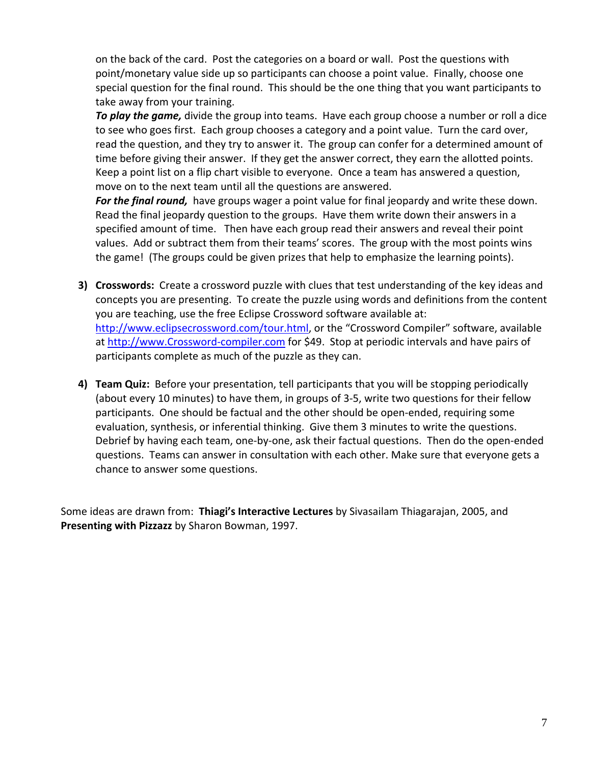on the back of the card. Post the categories on a board or wall. Post the questions with point/monetary value side up so participants can choose a point value. Finally, choose one special question for the final round. This should be the one thing that you want participants to take away from your training.

***To play the game,*** divide the group into teams. Have each group choose a number or roll a dice to see who goes first. Each group chooses a category and a point value. Turn the card over, read the question, and they try to answer it. The group can confer for a determined amount of time before giving their answer. If they get the answer correct, they earn the allotted points. Keep a point list on a flip chart visible to everyone. Once a team has answered a question, move on to the next team until all the questions are answered.

***For the final round,*** have groups wager a point value for final jeopardy and write these down. Read the final jeopardy question to the groups. Have them write down their answers in a specified amount of time. Then have each group read their answers and reveal their point values. Add or subtract them from their teams' scores. The group with the most points wins the game! (The groups could be given prizes that help to emphasize the learning points).

3) **Crosswords:** Create a crossword puzzle with clues that test understanding of the key ideas and concepts you are presenting. To create the puzzle using words and definitions from the content you are teaching, use the free Eclipse Crossword software available at: http://www.eclipsecrossword.com/tour.html, or the "Crossword Compiler" software, available at http://www.Crossword-compiler.com for $49. Stop at periodic intervals and have pairs of participants complete as much of the puzzle as they can.

4) **Team Quiz:** Before your presentation, tell participants that you will be stopping periodically (about every 10 minutes) to have them, in groups of 3-5, write two questions for their fellow participants. One should be factual and the other should be open-ended, requiring some evaluation, synthesis, or inferential thinking. Give them 3 minutes to write the questions. Debrief by having each team, one-by-one, ask their factual questions. Then do the open-ended questions. Teams can answer in consultation with each other. Make sure that everyone gets a chance to answer some questions.

Some ideas are drawn from: **Thiagi's Interactive Lectures** by Sivasailam Thiagarajan, 2005, and **Presenting with Pizzazz** by Sharon Bowman, 1997.